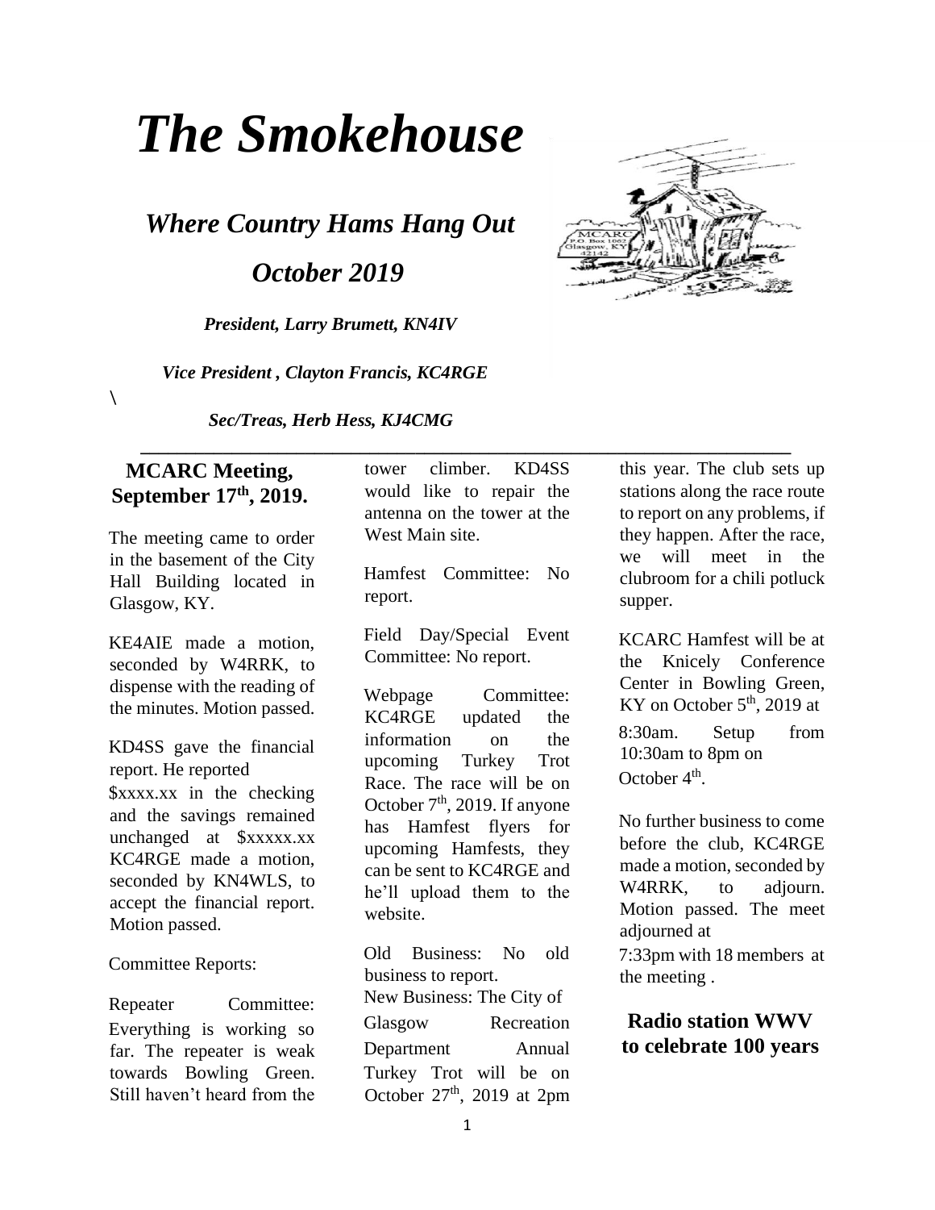# *The Smokehouse*

## *Where Country Hams Hang Out*

## *October 2019*

***President, Larry Brumett, KN4IV***

***Vice President , Clayton Francis, KC4RGE***

\

***Sec/Treas, Herb Hess, KJ4CMG***

---

## MCARC Meeting, September 17th, 2019.

The meeting came to order in the basement of the City Hall Building located in Glasgow, KY.

KE4AIE made a motion, seconded by W4RRK, to dispense with the reading of the minutes. Motion passed.

KD4SS gave the financial report. He reported $xxxx.xx in the checking and the savings remained unchanged at $xxxxx.xx KC4RGE made a motion, seconded by KN4WLS, to accept the financial report. Motion passed.

Committee Reports:

Repeater Committee: Everything is working so far. The repeater is weak towards Bowling Green. Still haven't heard from the tower climber. KD4SS would like to repair the antenna on the tower at the West Main site.

Hamfest Committee: No report.

Field Day/Special Event Committee: No report.

Webpage Committee: KC4RGE updated the information on the upcoming Turkey Trot Race. The race will be on October 7th, 2019. If anyone has Hamfest flyers for upcoming Hamfests, they can be sent to KC4RGE and he'll upload them to the website.

Old Business: No old business to report.

New Business: The City of Glasgow Recreation Department Annual Turkey Trot will be on October 27th, 2019 at 2pm this year. The club sets up stations along the race route to report on any problems, if they happen. After the race, we will meet in the clubroom for a chili potluck supper.

KCARC Hamfest will be at the Knicely Conference Center in Bowling Green, KY on October 5th, 2019 at 8:30am. Setup from 10:30am to 8pm on October 4th.

No further business to come before the club, KC4RGE made a motion, seconded by W4RRK, to adjourn. Motion passed. The meet adjourned at 7:33pm with 18 members at the meeting .

## Radio station WWV to celebrate 100 years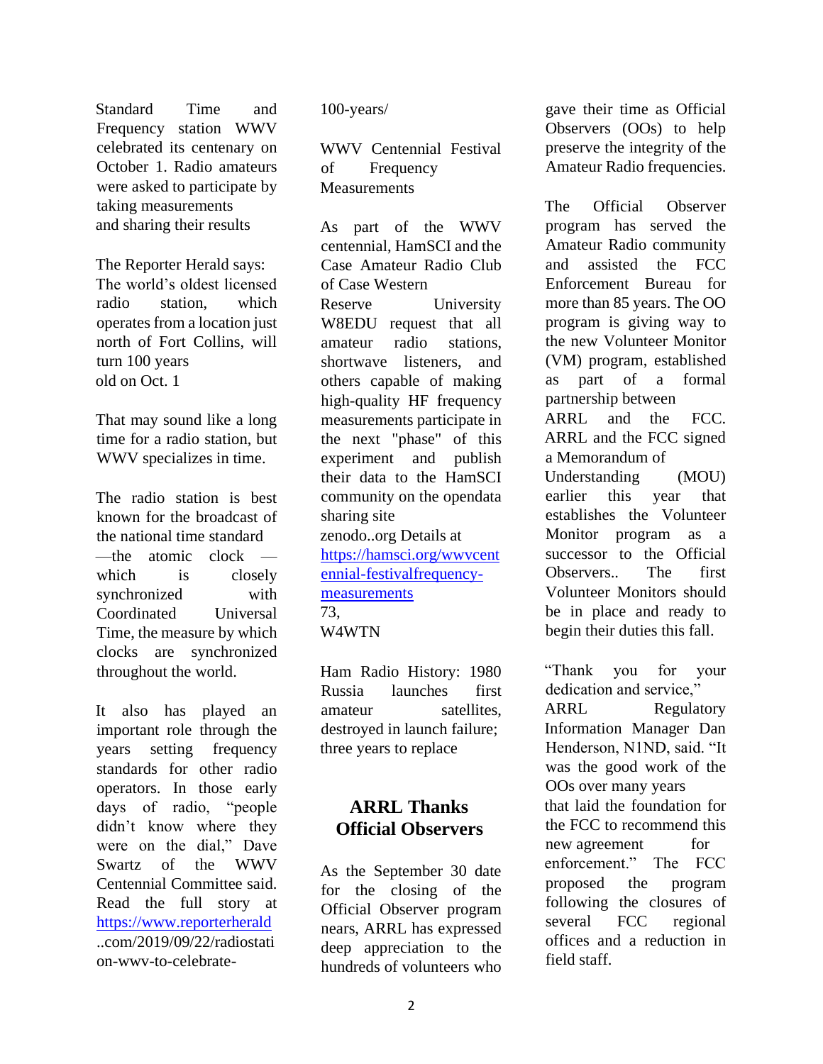Standard Time and Frequency station WWV celebrated its centenary on October 1. Radio amateurs were asked to participate by taking measurements and sharing their results

The Reporter Herald says:
The world's oldest licensed radio station, which operates from a location just north of Fort Collins, will turn 100 years old on Oct. 1

That may sound like a long time for a radio station, but WWV specializes in time.

The radio station is best known for the broadcast of the national time standard —the atomic clock — which is closely synchronized with Coordinated Universal Time, the measure by which clocks are synchronized throughout the world.

It also has played an important role through the years setting frequency standards for other radio operators. In those early days of radio, "people didn't know where they were on the dial," Dave Swartz of the WWV Centennial Committee said. Read the full story at https://www.reporterherald..com/2019/09/22/radiostation-wwv-to-celebrate-100-years/

WWV Centennial Festival of Frequency Measurements

As part of the WWV centennial, HamSCI and the Case Amateur Radio Club of Case Western Reserve University W8EDU request that all amateur radio stations, shortwave listeners, and others capable of making high-quality HF frequency measurements participate in the next "phase" of this experiment and publish their data to the HamSCI community on the opendata sharing site zenodo..org Details at https://hamsci.org/wwvcentennial-festivalfrequency-measurements
73,
W4WTN

Ham Radio History: 1980 Russia launches first amateur satellites, destroyed in launch failure; three years to replace

## ARRL Thanks Official Observers

As the September 30 date for the closing of the Official Observer program nears, ARRL has expressed deep appreciation to the hundreds of volunteers who gave their time as Official Observers (OOs) to help preserve the integrity of the Amateur Radio frequencies.

The Official Observer program has served the Amateur Radio community and assisted the FCC Enforcement Bureau for more than 85 years. The OO program is giving way to the new Volunteer Monitor (VM) program, established as part of a formal partnership between ARRL and the FCC. ARRL and the FCC signed a Memorandum of Understanding (MOU) earlier this year that establishes the Volunteer Monitor program as a successor to the Official Observers.. The first Volunteer Monitors should be in place and ready to begin their duties this fall.

"Thank you for your dedication and service," ARRL Regulatory Information Manager Dan Henderson, N1ND, said. "It was the good work of the OOs over many years that laid the foundation for the FCC to recommend this new agreement for enforcement." The FCC proposed the program following the closures of several FCC regional offices and a reduction in field staff.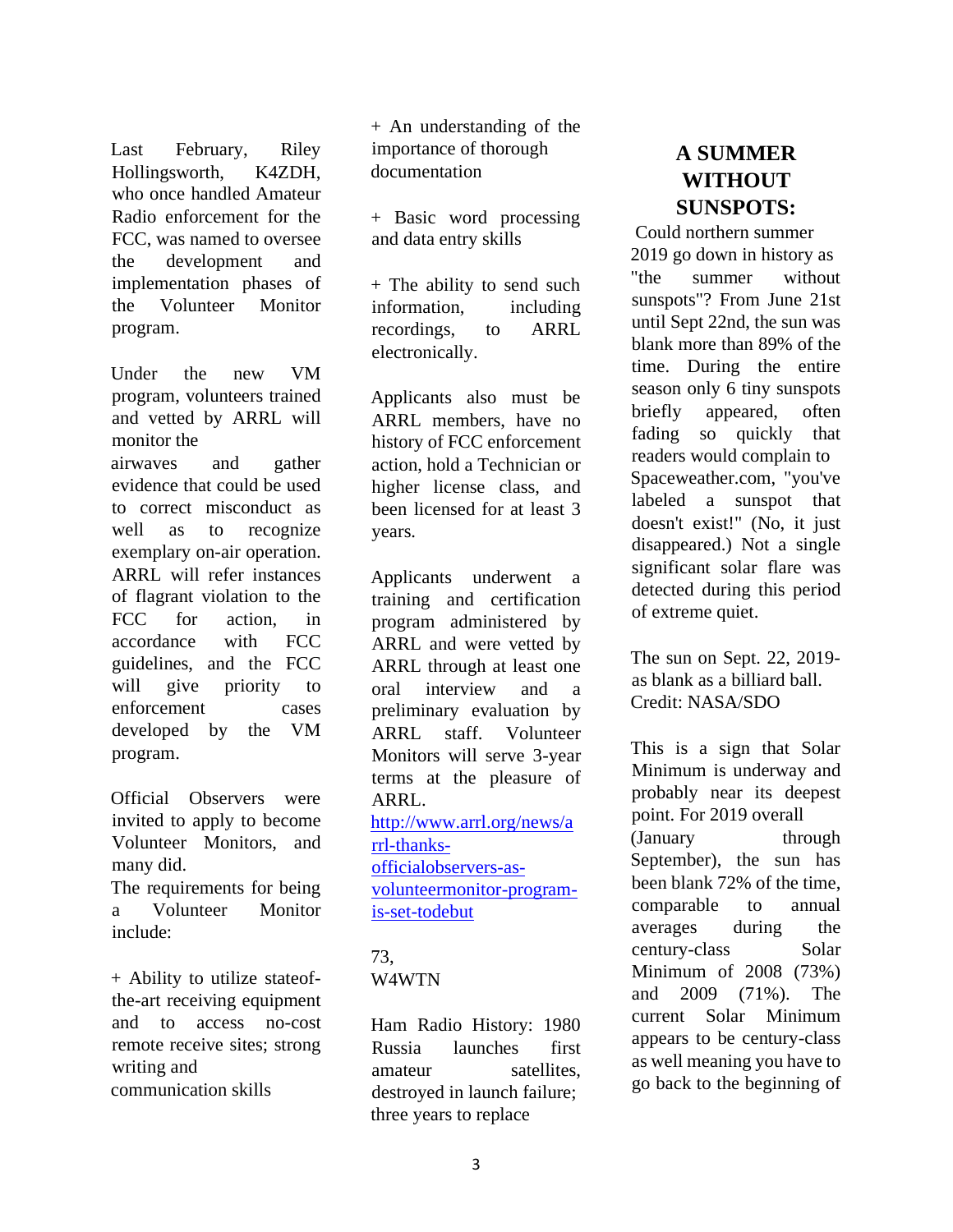Last February, Riley Hollingsworth, K4ZDH, who once handled Amateur Radio enforcement for the FCC, was named to oversee the development and implementation phases of the Volunteer Monitor program.

Under the new VM program, volunteers trained and vetted by ARRL will monitor the airwaves and gather evidence that could be used to correct misconduct as well as to recognize exemplary on-air operation. ARRL will refer instances of flagrant violation to the FCC for action, in accordance with FCC guidelines, and the FCC will give priority to enforcement cases developed by the VM program.

Official Observers were invited to apply to become Volunteer Monitors, and many did.

The requirements for being a Volunteer Monitor include:

+ Ability to utilize stateof-the-art receiving equipment and to access no-cost remote receive sites; strong writing and communication skills

+ An understanding of the importance of thorough documentation

+ Basic word processing and data entry skills

+ The ability to send such information, including recordings, to ARRL electronically.

Applicants also must be ARRL members, have no history of FCC enforcement action, hold a Technician or higher license class, and been licensed for at least 3 years.

Applicants underwent a training and certification program administered by ARRL and were vetted by ARRL through at least one oral interview and a preliminary evaluation by ARRL staff. Volunteer Monitors will serve 3-year terms at the pleasure of ARRL.

http://www.arrl.org/news/arrl-thanks-officialobservers-as-volunteermonitor-program-is-set-todebut

73,
W4WTN

Ham Radio History: 1980 Russia launches first amateur satellites, destroyed in launch failure; three years to replace

## A SUMMER WITHOUT SUNSPOTS:

Could northern summer 2019 go down in history as "the summer without sunspots"? From June 21st until Sept 22nd, the sun was blank more than 89% of the time. During the entire season only 6 tiny sunspots briefly appeared, often fading so quickly that readers would complain to Spaceweather.com, "you've labeled a sunspot that doesn't exist!" (No, it just disappeared.) Not a single significant solar flare was detected during this period of extreme quiet.

The sun on Sept. 22, 2019-as blank as a billiard ball. Credit: NASA/SDO

This is a sign that Solar Minimum is underway and probably near its deepest point. For 2019 overall (January through September), the sun has been blank 72% of the time, comparable to annual averages during the century-class Solar Minimum of 2008 (73%) and 2009 (71%). The current Solar Minimum appears to be century-class as well meaning you have to go back to the beginning of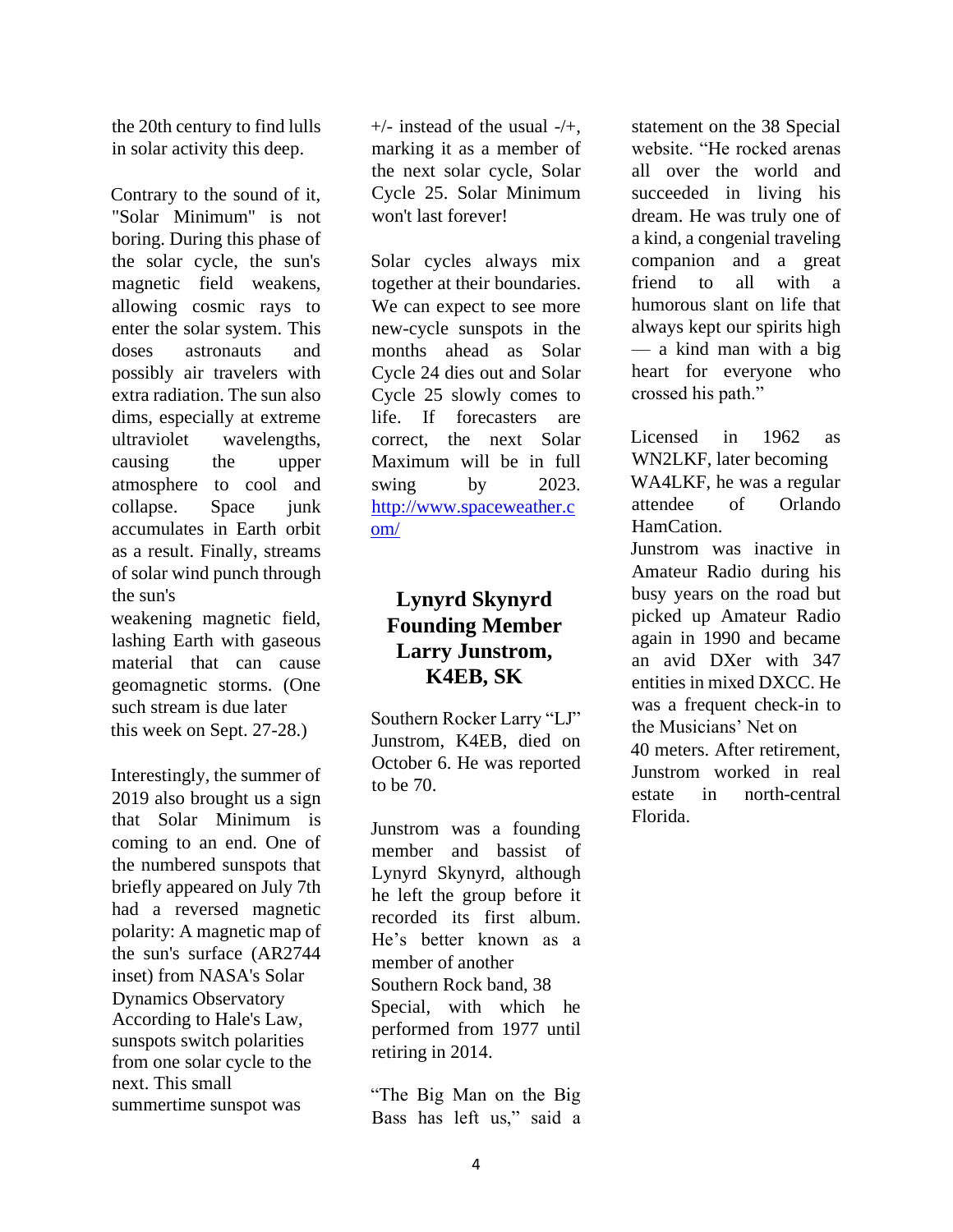the 20th century to find lulls in solar activity this deep.

Contrary to the sound of it, "Solar Minimum" is not boring. During this phase of the solar cycle, the sun's magnetic field weakens, allowing cosmic rays to enter the solar system. This doses astronauts and possibly air travelers with extra radiation. The sun also dims, especially at extreme ultraviolet wavelengths, causing the upper atmosphere to cool and collapse. Space junk accumulates in Earth orbit as a result. Finally, streams of solar wind punch through the sun's weakening magnetic field, lashing Earth with gaseous material that can cause geomagnetic storms. (One such stream is due later this week on Sept. 27-28.)

Interestingly, the summer of 2019 also brought us a sign that Solar Minimum is coming to an end. One of the numbered sunspots that briefly appeared on July 7th had a reversed magnetic polarity: A magnetic map of the sun's surface (AR2744 inset) from NASA's Solar Dynamics Observatory According to Hale's Law, sunspots switch polarities from one solar cycle to the next. This small summertime sunspot was +/- instead of the usual -/+, marking it as a member of the next solar cycle, Solar Cycle 25. Solar Minimum won't last forever!

Solar cycles always mix together at their boundaries. We can expect to see more new-cycle sunspots in the months ahead as Solar Cycle 24 dies out and Solar Cycle 25 slowly comes to life. If forecasters are correct, the next Solar Maximum will be in full swing by 2023. [http://www.spaceweather.com/](http://www.spaceweather.com/)

## Lynyrd Skynyrd Founding Member Larry Junstrom, K4EB, SK

Southern Rocker Larry "LJ" Junstrom, K4EB, died on October 6. He was reported to be 70.

Junstrom was a founding member and bassist of Lynyrd Skynyrd, although he left the group before it recorded its first album. He's better known as a member of another Southern Rock band, 38 Special, with which he performed from 1977 until retiring in 2014.

"The Big Man on the Big Bass has left us," said a statement on the 38 Special website. "He rocked arenas all over the world and succeeded in living his dream. He was truly one of a kind, a congenial traveling companion and a great friend to all with a humorous slant on life that always kept our spirits high — a kind man with a big heart for everyone who crossed his path."

Licensed in 1962 as WN2LKF, later becoming WA4LKF, he was a regular attendee of Orlando HamCation.

Junstrom was inactive in Amateur Radio during his busy years on the road but picked up Amateur Radio again in 1990 and became an avid DXer with 347 entities in mixed DXCC. He was a frequent check-in to the Musicians' Net on 40 meters. After retirement, Junstrom worked in real estate in north-central Florida.